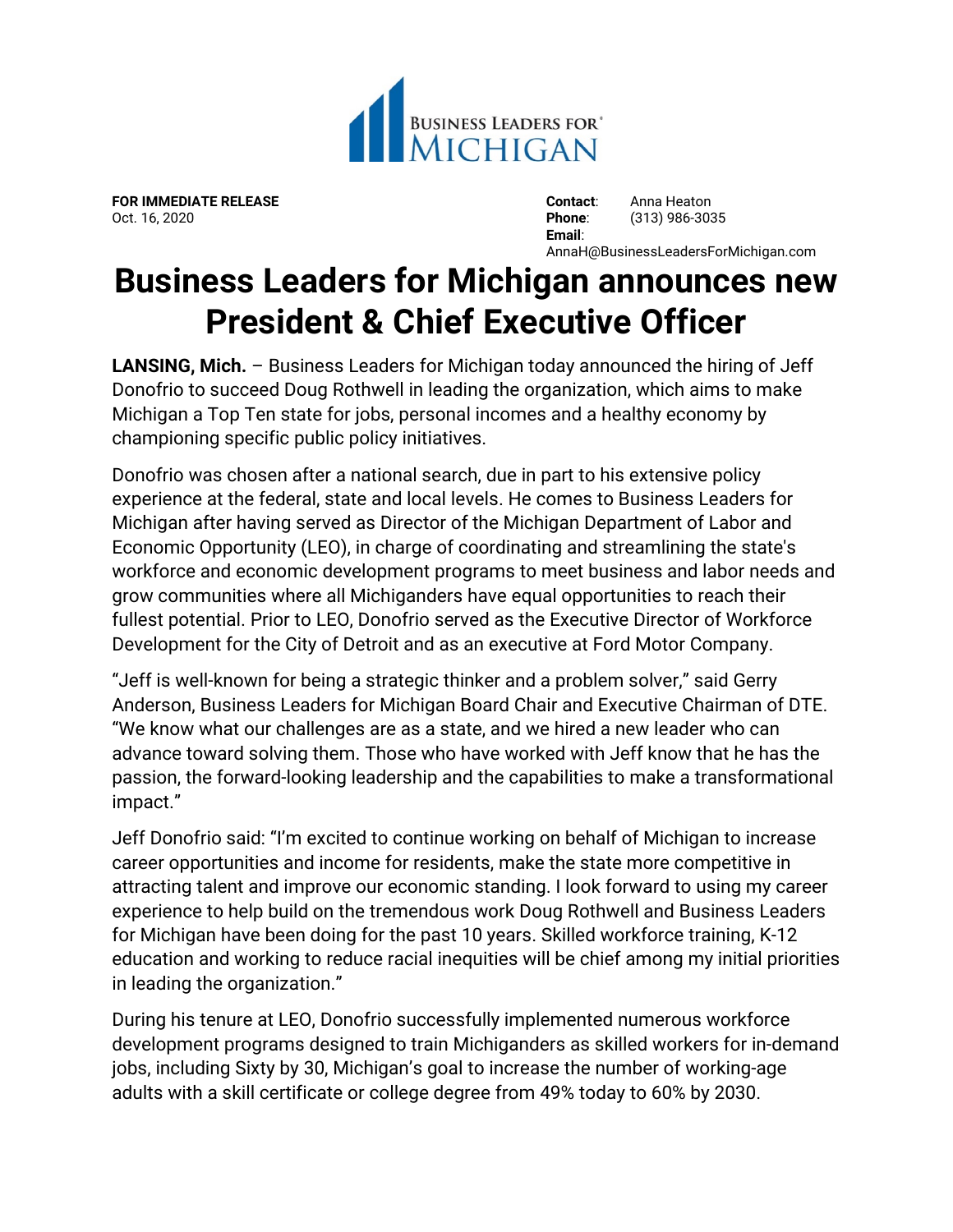BUSINESS LEADERS FOR® MICHIGAN

**FOR IMMEDIATE RELEASE**
Oct. 16, 2020

**Contact**: Anna Heaton
**Phone**: (313) 986-3035
**Email**: AnnaH@BusinessLeadersForMichigan.com

# Business Leaders for Michigan announces new President & Chief Executive Officer

**LANSING, Mich.** – Business Leaders for Michigan today announced the hiring of Jeff Donofrio to succeed Doug Rothwell in leading the organization, which aims to make Michigan a Top Ten state for jobs, personal incomes and a healthy economy by championing specific public policy initiatives.

Donofrio was chosen after a national search, due in part to his extensive policy experience at the federal, state and local levels. He comes to Business Leaders for Michigan after having served as Director of the Michigan Department of Labor and Economic Opportunity (LEO), in charge of coordinating and streamlining the state's workforce and economic development programs to meet business and labor needs and grow communities where all Michiganders have equal opportunities to reach their fullest potential. Prior to LEO, Donofrio served as the Executive Director of Workforce Development for the City of Detroit and as an executive at Ford Motor Company.

"Jeff is well-known for being a strategic thinker and a problem solver," said Gerry Anderson, Business Leaders for Michigan Board Chair and Executive Chairman of DTE. "We know what our challenges are as a state, and we hired a new leader who can advance toward solving them. Those who have worked with Jeff know that he has the passion, the forward-looking leadership and the capabilities to make a transformational impact."

Jeff Donofrio said: "I'm excited to continue working on behalf of Michigan to increase career opportunities and income for residents, make the state more competitive in attracting talent and improve our economic standing. I look forward to using my career experience to help build on the tremendous work Doug Rothwell and Business Leaders for Michigan have been doing for the past 10 years. Skilled workforce training, K-12 education and working to reduce racial inequities will be chief among my initial priorities in leading the organization."

During his tenure at LEO, Donofrio successfully implemented numerous workforce development programs designed to train Michiganders as skilled workers for in-demand jobs, including Sixty by 30, Michigan's goal to increase the number of working-age adults with a skill certificate or college degree from 49% today to 60% by 2030.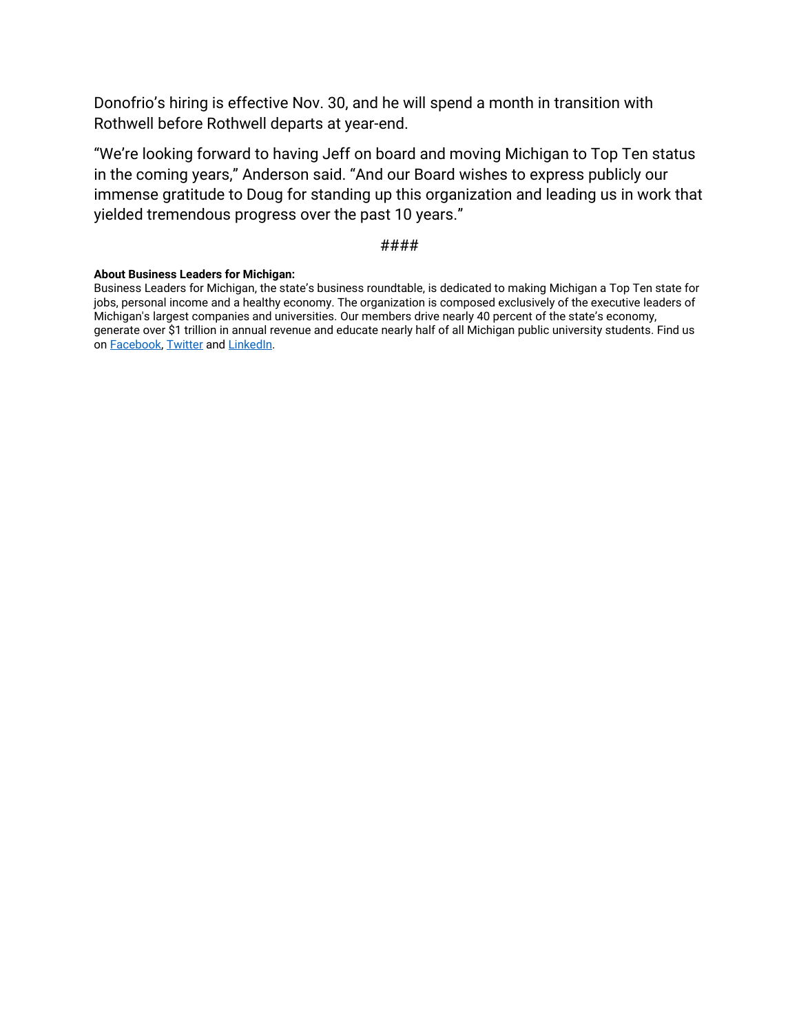Donofrio’s hiring is effective Nov. 30, and he will spend a month in transition with Rothwell before Rothwell departs at year-end.

“We’re looking forward to having Jeff on board and moving Michigan to Top Ten status in the coming years,” Anderson said. “And our Board wishes to express publicly our immense gratitude to Doug for standing up this organization and leading us in work that yielded tremendous progress over the past 10 years.”

####

**About Business Leaders for Michigan:**
Business Leaders for Michigan, the state’s business roundtable, is dedicated to making Michigan a Top Ten state for jobs, personal income and a healthy economy. The organization is composed exclusively of the executive leaders of Michigan's largest companies and universities. Our members drive nearly 40 percent of the state’s economy, generate over $1 trillion in annual revenue and educate nearly half of all Michigan public university students. Find us on Facebook, Twitter and LinkedIn.